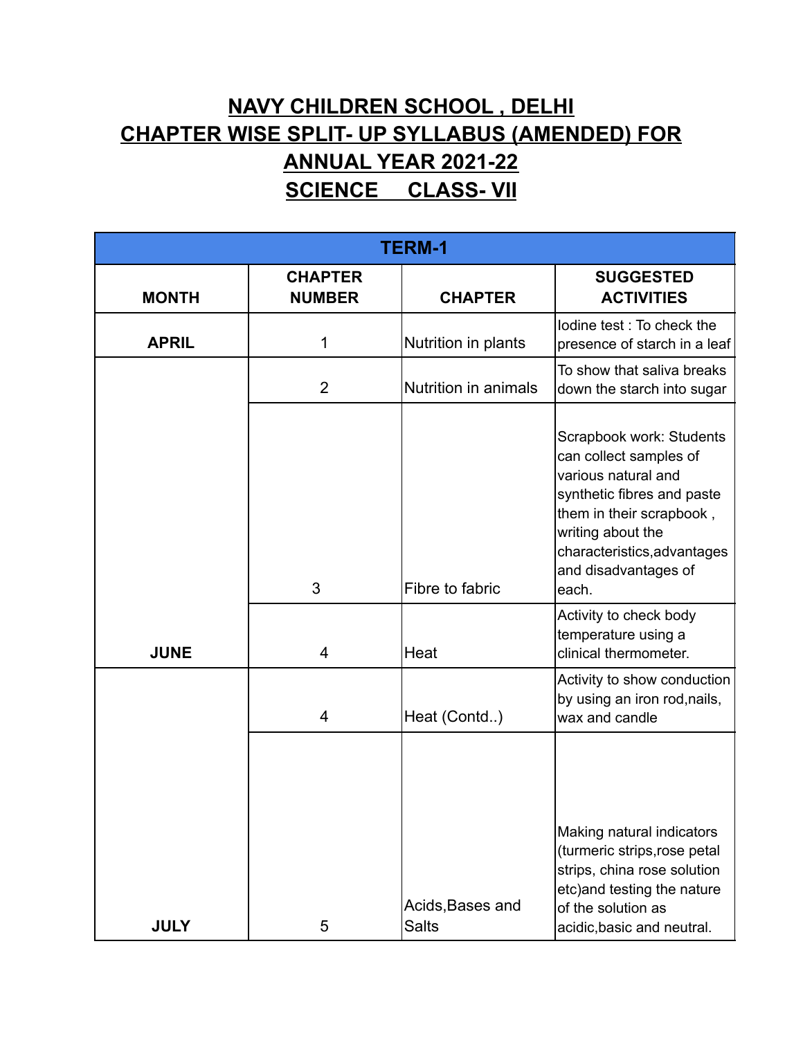# NAVY CHILDREN SCHOOL , DELHI
# CHAPTER WISE SPLIT- UP SYLLABUS (AMENDED) FOR ANNUAL YEAR 2021-22
# SCIENCE CLASS- VII

| TERM-1 | | | |
|---|---|---|---|
| **MONTH** | **CHAPTER NUMBER** | **CHAPTER** | **SUGGESTED ACTIVITIES** |
| **APRIL** | 1 | Nutrition in plants | Iodine test : To check the presence of starch in a leaf |
| **JUNE** | 2 | Nutrition in animals | To show that saliva breaks down the starch into sugar |
| | 3 | Fibre to fabric | Scrapbook work: Students can collect samples of various natural and synthetic fibres and paste them in their scrapbook , writing about the characteristics,advantages and disadvantages of each. |
| | 4 | Heat | Activity to check body temperature using a clinical thermometer. |
| **JULY** | 4 | Heat (Contd..) | Activity to show conduction by using an iron rod,nails, wax and candle |
| | 5 | Acids,Bases and Salts | Making natural indicators (turmeric strips,rose petal strips, china rose solution etc)and testing the nature of the solution as acidic,basic and neutral. |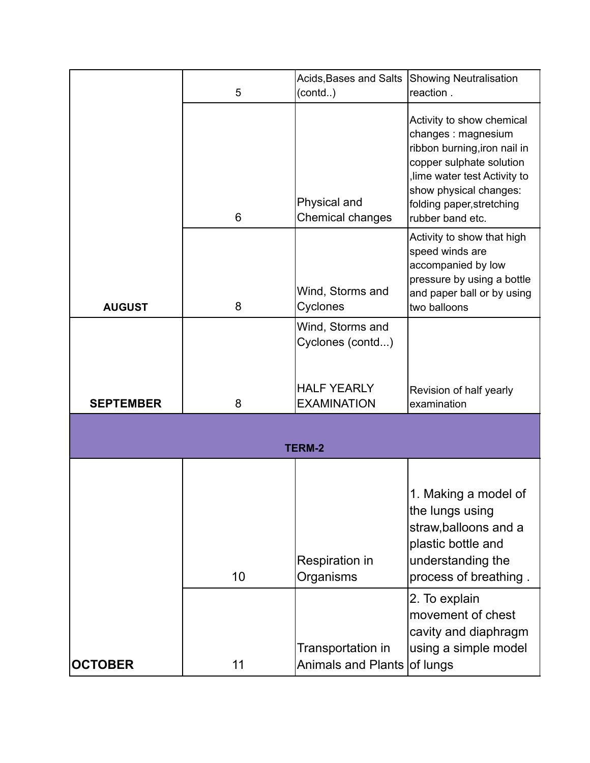| | | | |
|---|---|---|---|
| | 5 | Acids,Bases and Salts (contd..) | Showing Neutralisation reaction . |
| | 6 | Physical and Chemical changes | Activity to show chemical changes : magnesium ribbon burning,iron nail in copper sulphate solution ,lime water test Activity to show physical changes: folding paper,stretching rubber band etc. |
| **AUGUST** | 8 | Wind, Storms and Cyclones | Activity to show that high speed winds are accompanied by low pressure by using a bottle and paper ball or by using two balloons |
| **SEPTEMBER** | 8 | Wind, Storms and Cyclones (contd...)<br><br>HALF YEARLY EXAMINATION | Revision of half yearly examination |
| | | **TERM-2** | |
| | 10 | Respiration in Organisms | 1. Making a model of the lungs using straw,balloons and a plastic bottle and understanding the process of breathing . |
| **OCTOBER** | 11 | Transportation in Animals and Plants | 2. To explain movement of chest cavity and diaphragm using a simple model of lungs |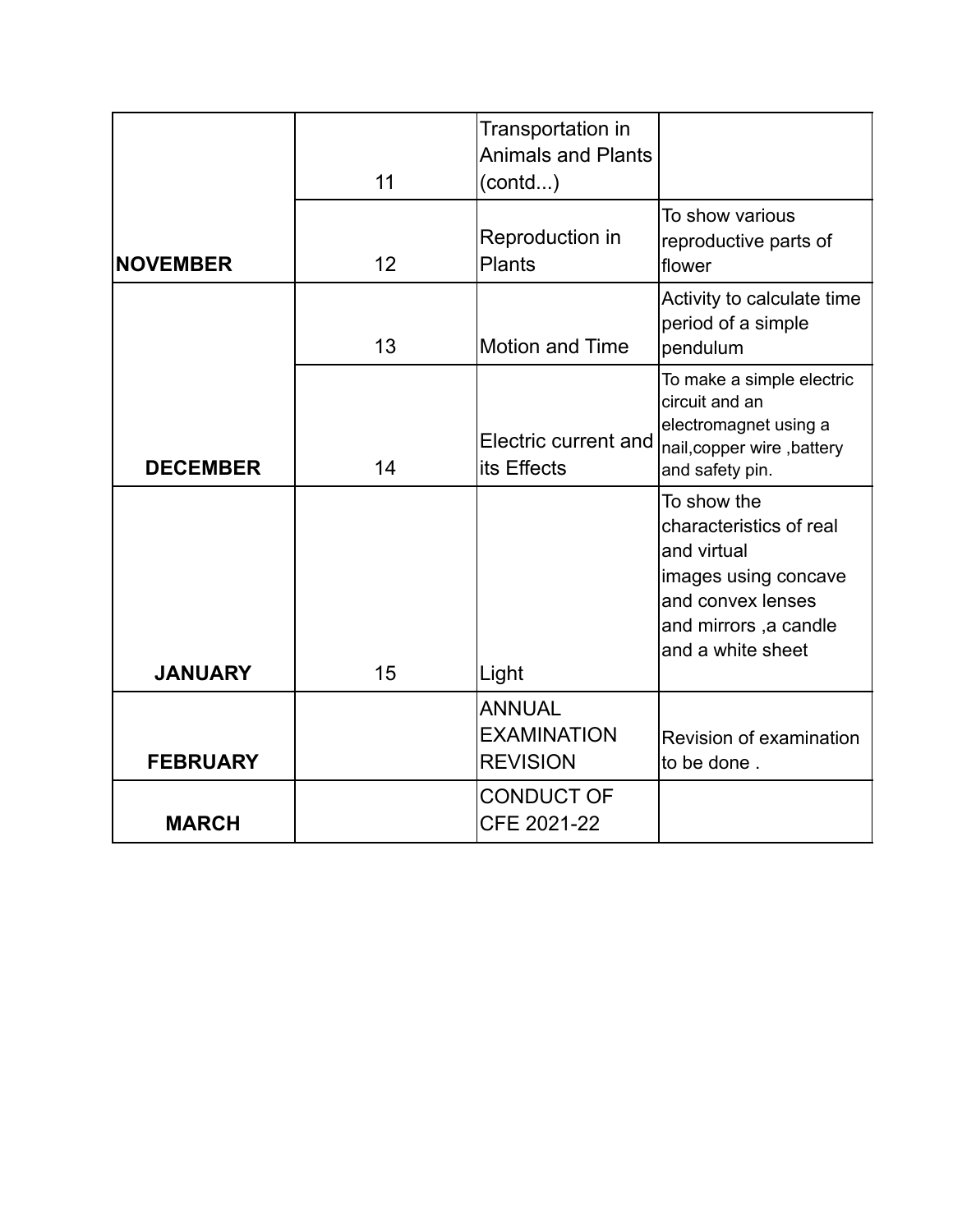|  |  |  |  |
|---|---|---|---|
|  | 11 | Transportation in Animals and Plants (contd...) |  |
| **NOVEMBER** | 12 | Reproduction in Plants | To show various reproductive parts of flower |
|  | 13 | Motion and Time | Activity to calculate time period of a simple pendulum |
| **DECEMBER** | 14 | Electric current and its Effects | To make a simple electric circuit and an electromagnet using a nail,copper wire ,battery and safety pin. |
| **JANUARY** | 15 | Light | To show the characteristics of real and virtual images using concave and convex lenses and mirrors ,a candle and a white sheet |
| **FEBRUARY** |  | ANNUAL EXAMINATION REVISION | Revision of examination to be done . |
| **MARCH** |  | CONDUCT OF CFE 2021-22 |  |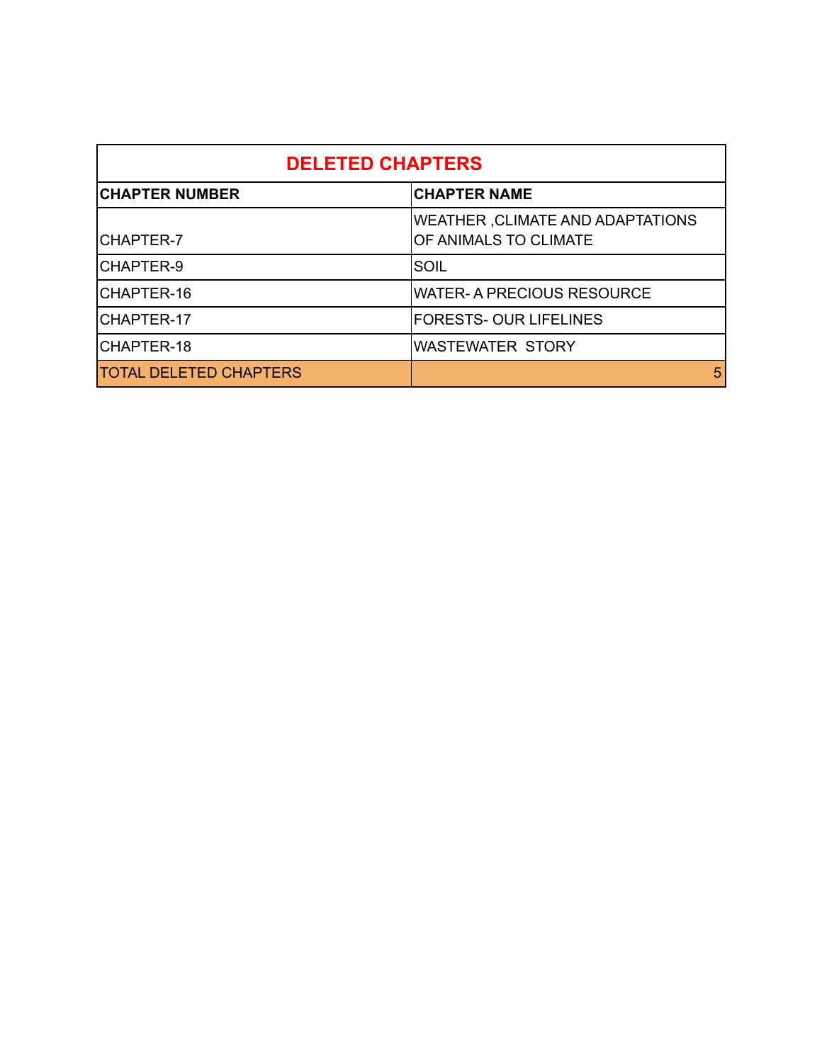| DELETED CHAPTERS | |
|---|---|
| **CHAPTER NUMBER** | **CHAPTER NAME** |
| CHAPTER-7 | WEATHER ,CLIMATE AND ADAPTATIONS OF ANIMALS TO CLIMATE |
| CHAPTER-9 | SOIL |
| CHAPTER-16 | WATER- A PRECIOUS RESOURCE |
| CHAPTER-17 | FORESTS- OUR LIFELINES |
| CHAPTER-18 | WASTEWATER STORY |
| TOTAL DELETED CHAPTERS | 5 |